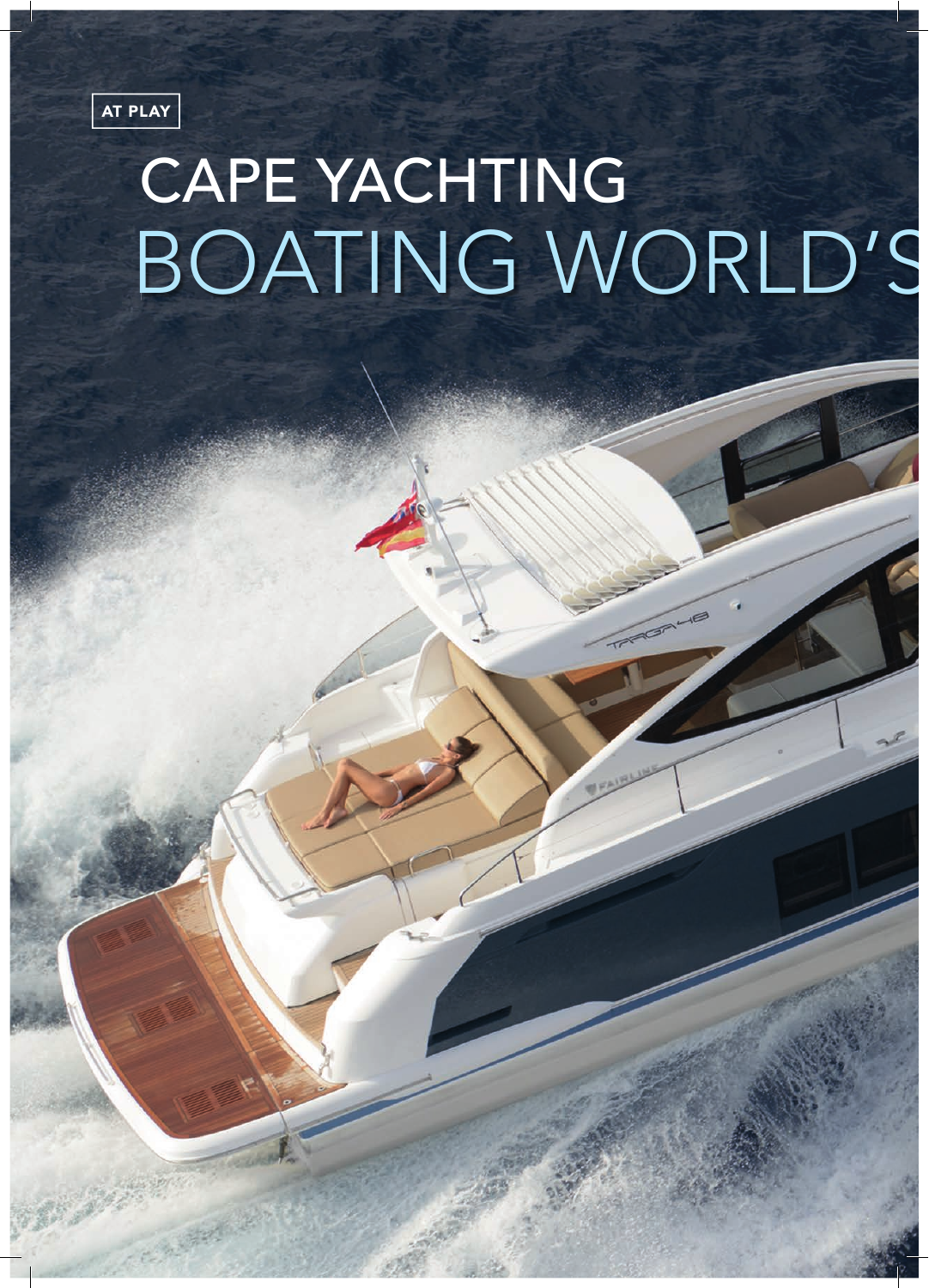AT PLAY

# CAPE YACHTING

# BOATING WORLD'S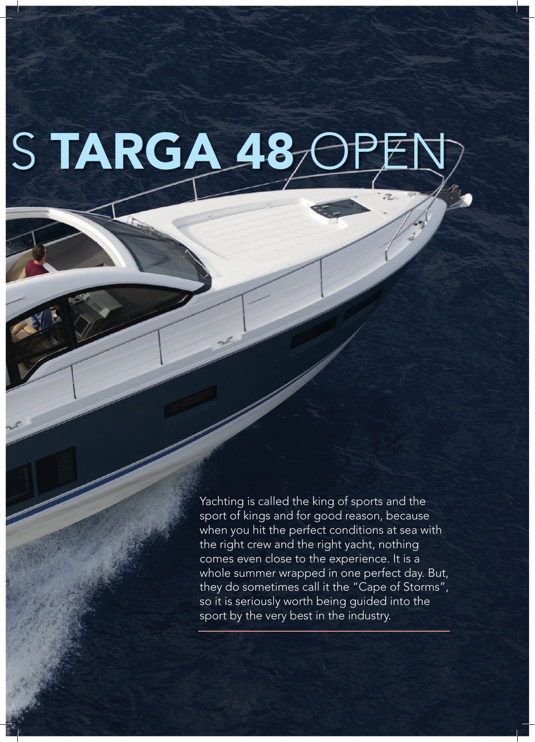# S **TARGA 48** OPEN

Yachting is called the king of sports and the sport of kings and for good reason, because when you hit the perfect conditions at sea with the right crew and the right yacht, nothing comes even close to the experience. It is a whole summer wrapped in one perfect day. But, they do sometimes call it the "Cape of Storms", so it is seriously worth being guided into the sport by the very best in the industry.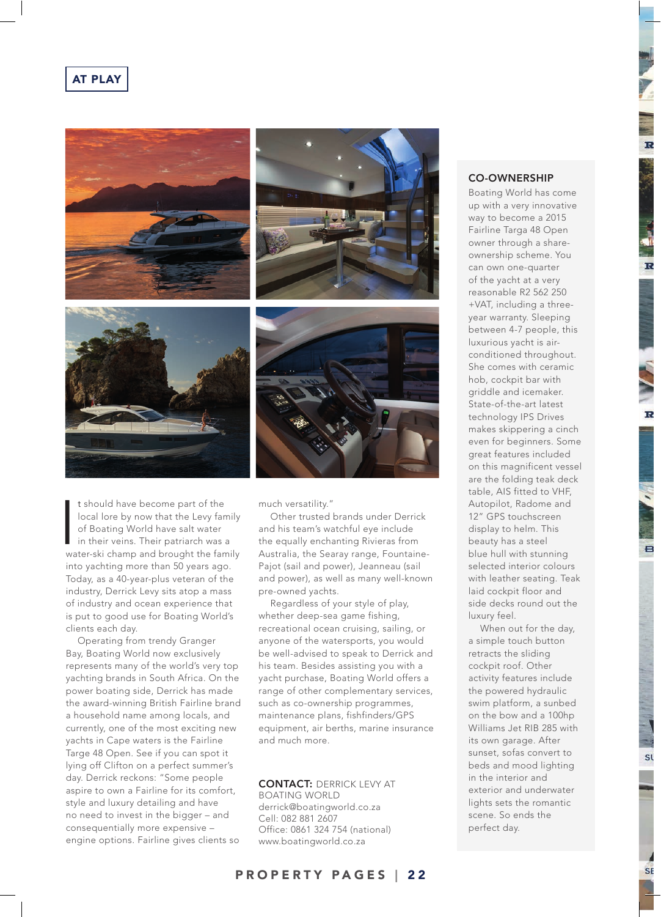AT PLAY

It should have become part of the local lore by now that the Levy family of Boating World have salt water in their veins. Their patriarch was a water-ski champ and brought the family into yachting more than 50 years ago. Today, as a 40-year-plus veteran of the industry, Derrick Levy sits atop a mass of industry and ocean experience that is put to good use for Boating World's clients each day.

Operating from trendy Granger Bay, Boating World now exclusively represents many of the world's very top yachting brands in South Africa. On the power boating side, Derrick has made the award-winning British Fairline brand a household name among locals, and currently, one of the most exciting new yachts in Cape waters is the Fairline Targe 48 Open. See if you can spot it lying off Clifton on a perfect summer's day. Derrick reckons: "Some people aspire to own a Fairline for its comfort, style and luxury detailing and have no need to invest in the bigger – and consequentially more expensive – engine options. Fairline gives clients so much versatility."

Other trusted brands under Derrick and his team's watchful eye include the equally enchanting Rivieras from Australia, the Searay range, Fountaine-Pajot (sail and power), Jeanneau (sail and power), as well as many well-known pre-owned yachts.

Regardless of your style of play, whether deep-sea game fishing, recreational ocean cruising, sailing, or anyone of the watersports, you would be well-advised to speak to Derrick and his team. Besides assisting you with a yacht purchase, Boating World offers a range of other complementary services, such as co-ownership programmes, maintenance plans, fishfinders/GPS equipment, air berths, marine insurance and much more.

**CONTACT:** DERRICK LEVY AT BOATING WORLD
derrick@boatingworld.co.za
Cell: 082 881 2607
Office: 0861 324 754 (national)
www.boatingworld.co.za

## CO-OWNERSHIP

Boating World has come up with a very innovative way to become a 2015 Fairline Targa 48 Open owner through a share-ownership scheme. You can own one-quarter of the yacht at a very reasonable R2 562 250 +VAT, including a three-year warranty. Sleeping between 4-7 people, this luxurious yacht is air-conditioned throughout. She comes with ceramic hob, cockpit bar with griddle and icemaker. State-of-the-art latest technology IPS Drives makes skippering a cinch even for beginners. Some great features included on this magnificent vessel are the folding teak deck table, AIS fitted to VHF, Autopilot, Radome and 12" GPS touchscreen display to helm. This beauty has a steel blue hull with stunning selected interior colours with leather seating. Teak laid cockpit floor and side decks round out the luxury feel.

When out for the day, a simple touch button retracts the sliding cockpit roof. Other activity features include the powered hydraulic swim platform, a sunbed on the bow and a 100hp Williams Jet RIB 285 with its own garage. After sunset, sofas convert to beds and mood lighting in the interior and exterior and underwater lights sets the romantic scene. So ends the perfect day.